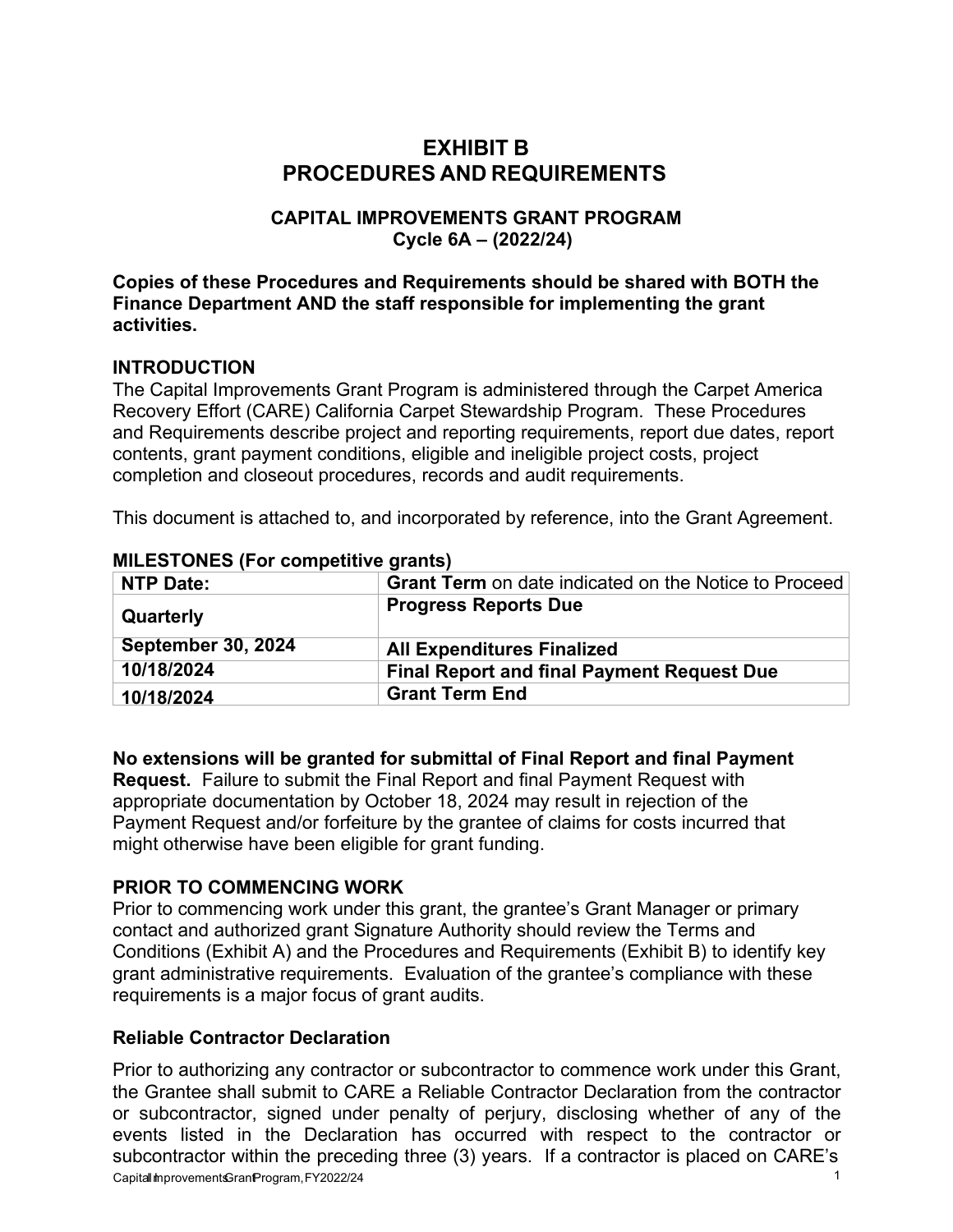# EXHIBIT B
# PROCEDURES AND REQUIREMENTS

## CAPITAL IMPROVEMENTS GRANT PROGRAM
## Cycle 6A – (2022/24)

**Copies of these Procedures and Requirements should be shared with BOTH the Finance Department AND the staff responsible for implementing the grant activities.**

### INTRODUCTION

The Capital Improvements Grant Program is administered through the Carpet America Recovery Effort (CARE) California Carpet Stewardship Program. These Procedures and Requirements describe project and reporting requirements, report due dates, report contents, grant payment conditions, eligible and ineligible project costs, project completion and closeout procedures, records and audit requirements.

This document is attached to, and incorporated by reference, into the Grant Agreement.

### MILESTONES (For competitive grants)

| NTP Date: | **Grant Term** on date indicated on the Notice to Proceed |
|---|---|
| **Quarterly** | **Progress Reports Due** |
| **September 30, 2024** | **All Expenditures Finalized** |
| **10/18/2024** | **Final Report and final Payment Request Due** |
| **10/18/2024** | **Grant Term End** |

**No extensions will be granted for submittal of Final Report and final Payment Request.** Failure to submit the Final Report and final Payment Request with appropriate documentation by October 18, 2024 may result in rejection of the Payment Request and/or forfeiture by the grantee of claims for costs incurred that might otherwise have been eligible for grant funding.

### PRIOR TO COMMENCING WORK

Prior to commencing work under this grant, the grantee's Grant Manager or primary contact and authorized grant Signature Authority should review the Terms and Conditions (Exhibit A) and the Procedures and Requirements (Exhibit B) to identify key grant administrative requirements. Evaluation of the grantee's compliance with these requirements is a major focus of grant audits.

### Reliable Contractor Declaration

Prior to authorizing any contractor or subcontractor to commence work under this Grant, the Grantee shall submit to CARE a Reliable Contractor Declaration from the contractor or subcontractor, signed under penalty of perjury, disclosing whether of any of the events listed in the Declaration has occurred with respect to the contractor or subcontractor within the preceding three (3) years. If a contractor is placed on CARE's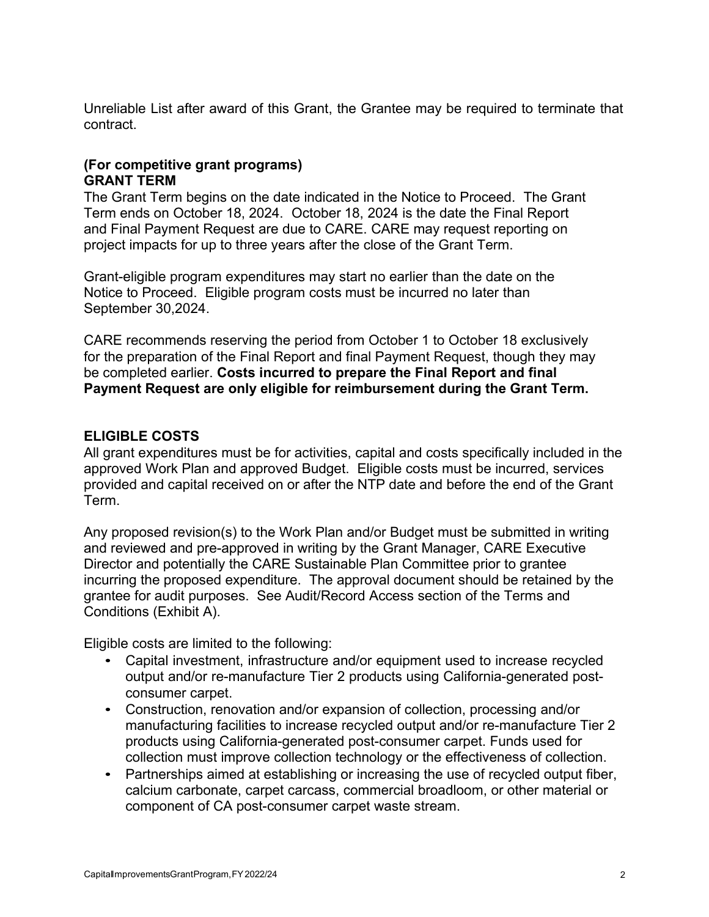Unreliable List after award of this Grant, the Grantee may be required to terminate that contract.

**(For competitive grant programs)**
**GRANT TERM**

The Grant Term begins on the date indicated in the Notice to Proceed. The Grant Term ends on October 18, 2024. October 18, 2024 is the date the Final Report and Final Payment Request are due to CARE. CARE may request reporting on project impacts for up to three years after the close of the Grant Term.

Grant-eligible program expenditures may start no earlier than the date on the Notice to Proceed. Eligible program costs must be incurred no later than September 30,2024.

CARE recommends reserving the period from October 1 to October 18 exclusively for the preparation of the Final Report and final Payment Request, though they may be completed earlier. **Costs incurred to prepare the Final Report and final Payment Request are only eligible for reimbursement during the Grant Term.**

**ELIGIBLE COSTS**

All grant expenditures must be for activities, capital and costs specifically included in the approved Work Plan and approved Budget. Eligible costs must be incurred, services provided and capital received on or after the NTP date and before the end of the Grant Term.

Any proposed revision(s) to the Work Plan and/or Budget must be submitted in writing and reviewed and pre-approved in writing by the Grant Manager, CARE Executive Director and potentially the CARE Sustainable Plan Committee prior to grantee incurring the proposed expenditure. The approval document should be retained by the grantee for audit purposes. See Audit/Record Access section of the Terms and Conditions (Exhibit A).

Eligible costs are limited to the following:

- Capital investment, infrastructure and/or equipment used to increase recycled output and/or re-manufacture Tier 2 products using California-generated post-consumer carpet.
- Construction, renovation and/or expansion of collection, processing and/or manufacturing facilities to increase recycled output and/or re-manufacture Tier 2 products using California-generated post-consumer carpet. Funds used for collection must improve collection technology or the effectiveness of collection.
- Partnerships aimed at establishing or increasing the use of recycled output fiber, calcium carbonate, carpet carcass, commercial broadloom, or other material or component of CA post-consumer carpet waste stream.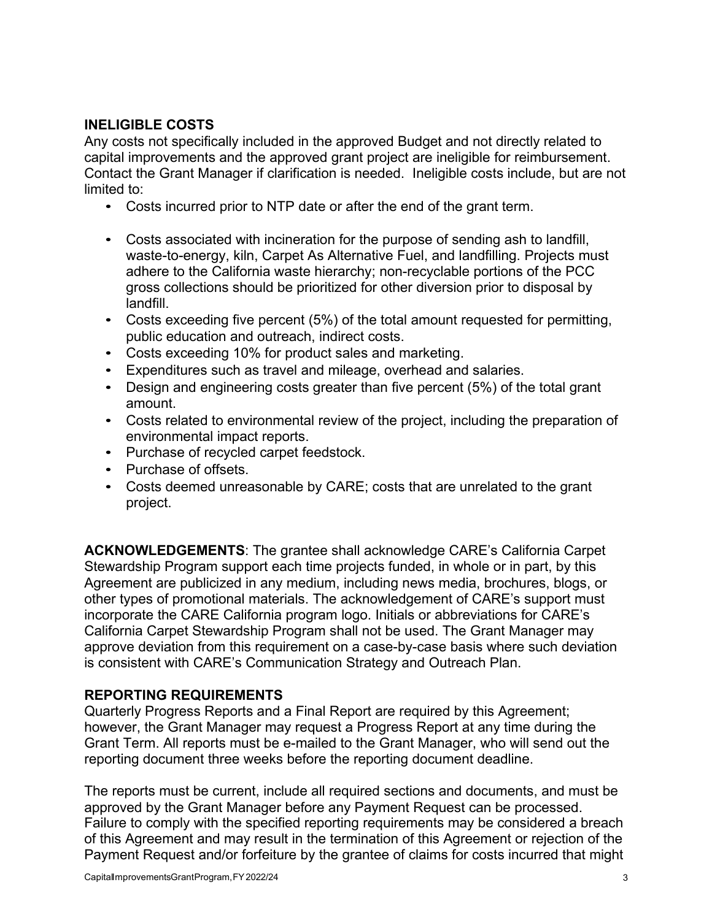## INELIGIBLE COSTS

Any costs not specifically included in the approved Budget and not directly related to capital improvements and the approved grant project are ineligible for reimbursement. Contact the Grant Manager if clarification is needed. Ineligible costs include, but are not limited to:

- Costs incurred prior to NTP date or after the end of the grant term.
- Costs associated with incineration for the purpose of sending ash to landfill, waste-to-energy, kiln, Carpet As Alternative Fuel, and landfilling. Projects must adhere to the California waste hierarchy; non-recyclable portions of the PCC gross collections should be prioritized for other diversion prior to disposal by landfill.
- Costs exceeding five percent (5%) of the total amount requested for permitting, public education and outreach, indirect costs.
- Costs exceeding 10% for product sales and marketing.
- Expenditures such as travel and mileage, overhead and salaries.
- Design and engineering costs greater than five percent (5%) of the total grant amount.
- Costs related to environmental review of the project, including the preparation of environmental impact reports.
- Purchase of recycled carpet feedstock.
- Purchase of offsets.
- Costs deemed unreasonable by CARE; costs that are unrelated to the grant project.

**ACKNOWLEDGEMENTS**: The grantee shall acknowledge CARE's California Carpet Stewardship Program support each time projects funded, in whole or in part, by this Agreement are publicized in any medium, including news media, brochures, blogs, or other types of promotional materials. The acknowledgement of CARE's support must incorporate the CARE California program logo. Initials or abbreviations for CARE's California Carpet Stewardship Program shall not be used. The Grant Manager may approve deviation from this requirement on a case-by-case basis where such deviation is consistent with CARE's Communication Strategy and Outreach Plan.

## REPORTING REQUIREMENTS

Quarterly Progress Reports and a Final Report are required by this Agreement; however, the Grant Manager may request a Progress Report at any time during the Grant Term. All reports must be e-mailed to the Grant Manager, who will send out the reporting document three weeks before the reporting document deadline.

The reports must be current, include all required sections and documents, and must be approved by the Grant Manager before any Payment Request can be processed. Failure to comply with the specified reporting requirements may be considered a breach of this Agreement and may result in the termination of this Agreement or rejection of the Payment Request and/or forfeiture by the grantee of claims for costs incurred that might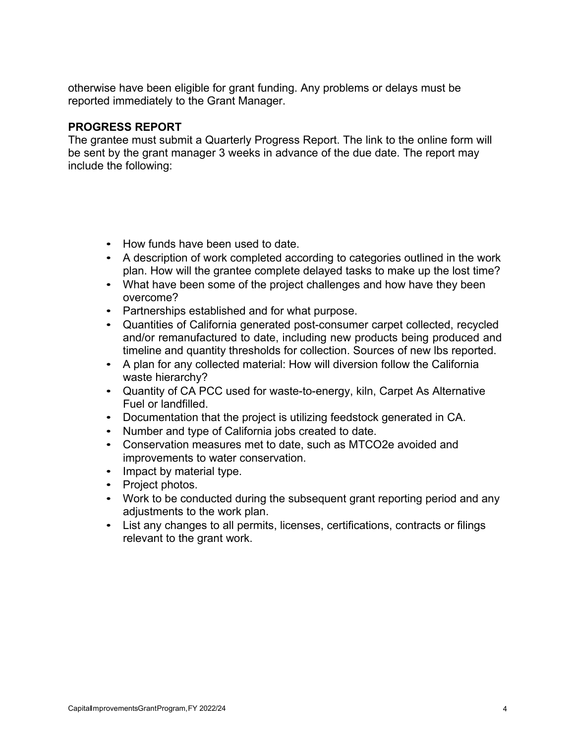otherwise have been eligible for grant funding. Any problems or delays must be reported immediately to the Grant Manager.

**PROGRESS REPORT**

The grantee must submit a Quarterly Progress Report. The link to the online form will be sent by the grant manager 3 weeks in advance of the due date. The report may include the following:

- How funds have been used to date.
- A description of work completed according to categories outlined in the work plan. How will the grantee complete delayed tasks to make up the lost time?
- What have been some of the project challenges and how have they been overcome?
- Partnerships established and for what purpose.
- Quantities of California generated post-consumer carpet collected, recycled and/or remanufactured to date, including new products being produced and timeline and quantity thresholds for collection. Sources of new lbs reported.
- A plan for any collected material: How will diversion follow the California waste hierarchy?
- Quantity of CA PCC used for waste-to-energy, kiln, Carpet As Alternative Fuel or landfilled.
- Documentation that the project is utilizing feedstock generated in CA.
- Number and type of California jobs created to date.
- Conservation measures met to date, such as MTCO2e avoided and improvements to water conservation.
- Impact by material type.
- Project photos.
- Work to be conducted during the subsequent grant reporting period and any adjustments to the work plan.
- List any changes to all permits, licenses, certifications, contracts or filings relevant to the grant work.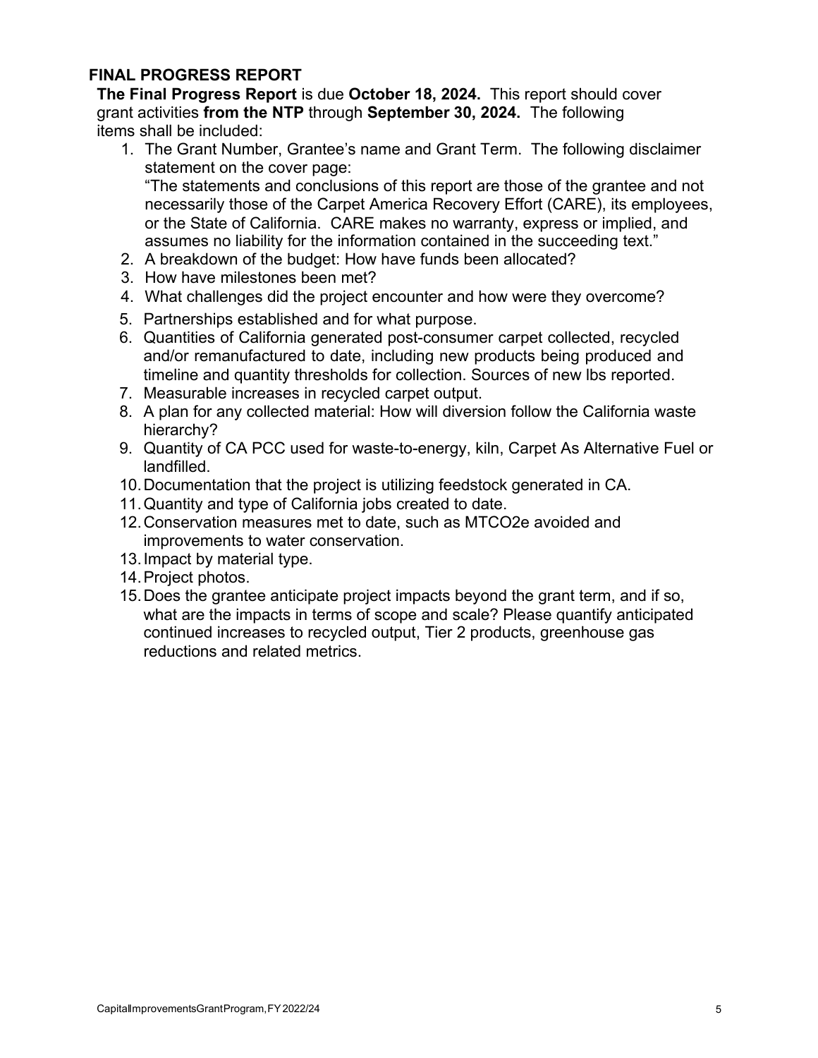## FINAL PROGRESS REPORT

**The Final Progress Report** is due **October 18, 2024.** This report should cover grant activities **from the NTP** through **September 30, 2024.** The following items shall be included:

1. The Grant Number, Grantee's name and Grant Term. The following disclaimer statement on the cover page:
   "The statements and conclusions of this report are those of the grantee and not necessarily those of the Carpet America Recovery Effort (CARE), its employees, or the State of California. CARE makes no warranty, express or implied, and assumes no liability for the information contained in the succeeding text."
2. A breakdown of the budget: How have funds been allocated?
3. How have milestones been met?
4. What challenges did the project encounter and how were they overcome?
5. Partnerships established and for what purpose.
6. Quantities of California generated post-consumer carpet collected, recycled and/or remanufactured to date, including new products being produced and timeline and quantity thresholds for collection. Sources of new lbs reported.
7. Measurable increases in recycled carpet output.
8. A plan for any collected material: How will diversion follow the California waste hierarchy?
9. Quantity of CA PCC used for waste-to-energy, kiln, Carpet As Alternative Fuel or landfilled.
10. Documentation that the project is utilizing feedstock generated in CA.
11. Quantity and type of California jobs created to date.
12. Conservation measures met to date, such as MTCO2e avoided and improvements to water conservation.
13. Impact by material type.
14. Project photos.
15. Does the grantee anticipate project impacts beyond the grant term, and if so, what are the impacts in terms of scope and scale? Please quantify anticipated continued increases to recycled output, Tier 2 products, greenhouse gas reductions and related metrics.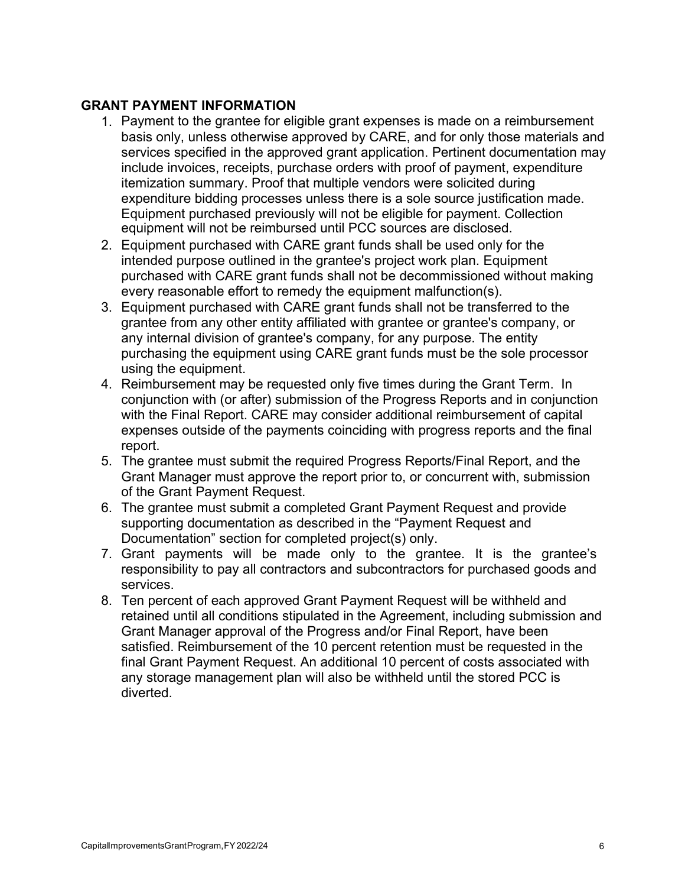## GRANT PAYMENT INFORMATION

1. Payment to the grantee for eligible grant expenses is made on a reimbursement basis only, unless otherwise approved by CARE, and for only those materials and services specified in the approved grant application. Pertinent documentation may include invoices, receipts, purchase orders with proof of payment, expenditure itemization summary. Proof that multiple vendors were solicited during expenditure bidding processes unless there is a sole source justification made. Equipment purchased previously will not be eligible for payment. Collection equipment will not be reimbursed until PCC sources are disclosed.
2. Equipment purchased with CARE grant funds shall be used only for the intended purpose outlined in the grantee's project work plan. Equipment purchased with CARE grant funds shall not be decommissioned without making every reasonable effort to remedy the equipment malfunction(s).
3. Equipment purchased with CARE grant funds shall not be transferred to the grantee from any other entity affiliated with grantee or grantee's company, or any internal division of grantee's company, for any purpose. The entity purchasing the equipment using CARE grant funds must be the sole processor using the equipment.
4. Reimbursement may be requested only five times during the Grant Term. In conjunction with (or after) submission of the Progress Reports and in conjunction with the Final Report. CARE may consider additional reimbursement of capital expenses outside of the payments coinciding with progress reports and the final report.
5. The grantee must submit the required Progress Reports/Final Report, and the Grant Manager must approve the report prior to, or concurrent with, submission of the Grant Payment Request.
6. The grantee must submit a completed Grant Payment Request and provide supporting documentation as described in the "Payment Request and Documentation" section for completed project(s) only.
7. Grant payments will be made only to the grantee. It is the grantee's responsibility to pay all contractors and subcontractors for purchased goods and services.
8. Ten percent of each approved Grant Payment Request will be withheld and retained until all conditions stipulated in the Agreement, including submission and Grant Manager approval of the Progress and/or Final Report, have been satisfied. Reimbursement of the 10 percent retention must be requested in the final Grant Payment Request. An additional 10 percent of costs associated with any storage management plan will also be withheld until the stored PCC is diverted.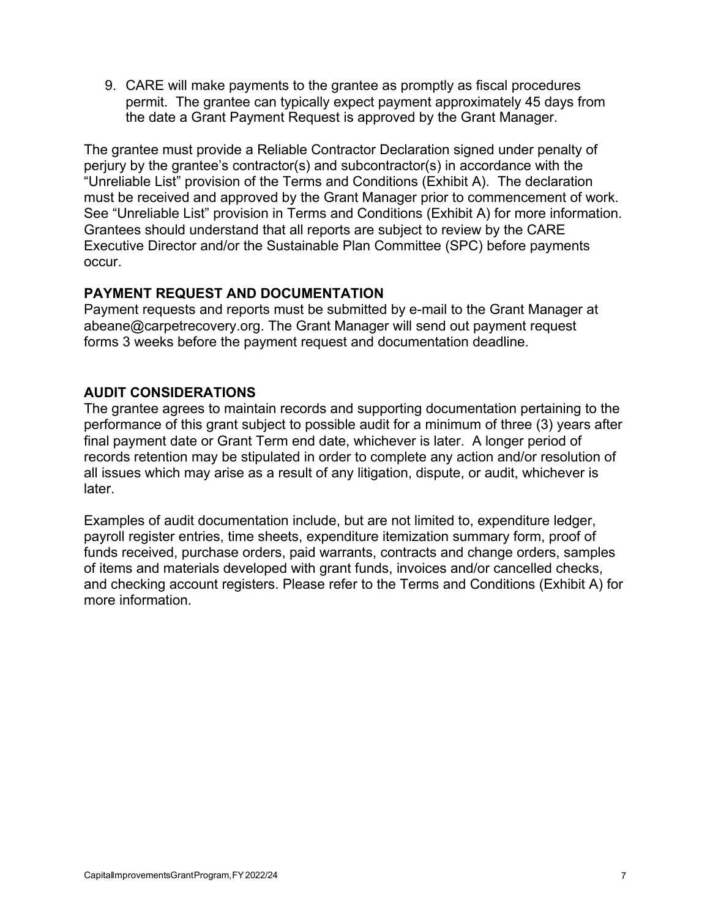9. CARE will make payments to the grantee as promptly as fiscal procedures permit. The grantee can typically expect payment approximately 45 days from the date a Grant Payment Request is approved by the Grant Manager.

The grantee must provide a Reliable Contractor Declaration signed under penalty of perjury by the grantee's contractor(s) and subcontractor(s) in accordance with the "Unreliable List" provision of the Terms and Conditions (Exhibit A). The declaration must be received and approved by the Grant Manager prior to commencement of work. See "Unreliable List" provision in Terms and Conditions (Exhibit A) for more information. Grantees should understand that all reports are subject to review by the CARE Executive Director and/or the Sustainable Plan Committee (SPC) before payments occur.

**PAYMENT REQUEST AND DOCUMENTATION**

Payment requests and reports must be submitted by e-mail to the Grant Manager at abeane@carpetrecovery.org. The Grant Manager will send out payment request forms 3 weeks before the payment request and documentation deadline.

**AUDIT CONSIDERATIONS**

The grantee agrees to maintain records and supporting documentation pertaining to the performance of this grant subject to possible audit for a minimum of three (3) years after final payment date or Grant Term end date, whichever is later. A longer period of records retention may be stipulated in order to complete any action and/or resolution of all issues which may arise as a result of any litigation, dispute, or audit, whichever is later.

Examples of audit documentation include, but are not limited to, expenditure ledger, payroll register entries, time sheets, expenditure itemization summary form, proof of funds received, purchase orders, paid warrants, contracts and change orders, samples of items and materials developed with grant funds, invoices and/or cancelled checks, and checking account registers. Please refer to the Terms and Conditions (Exhibit A) for more information.